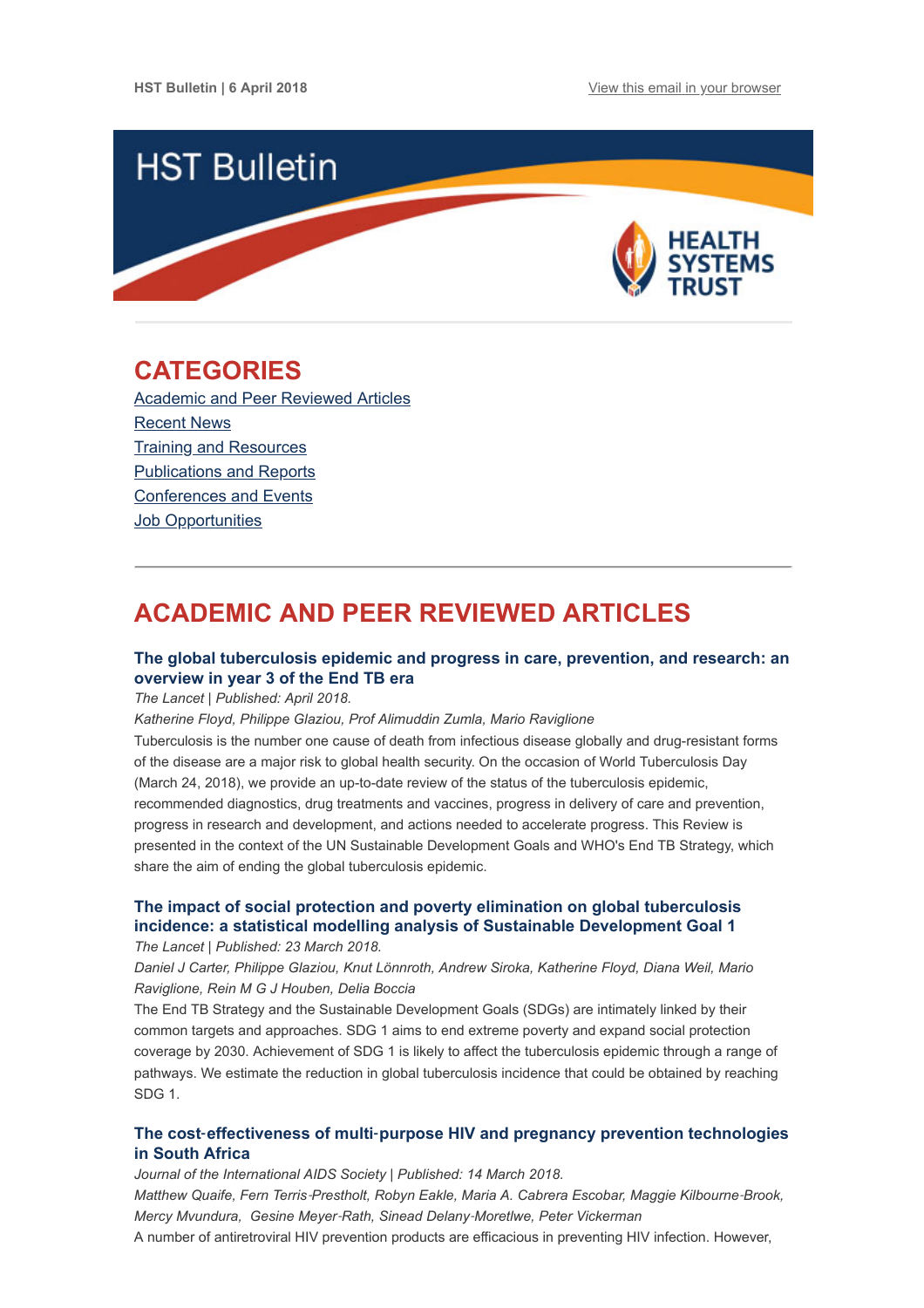HST Bulletin | 6 April 2018

View this email in your browser

# HST Bulletin

HEALTH SYSTEMS TRUST

## CATEGORIES

Academic and Peer Reviewed Articles
Recent News
Training and Resources
Publications and Reports
Conferences and Events
Job Opportunities

## ACADEMIC AND PEER REVIEWED ARTICLES

### The global tuberculosis epidemic and progress in care, prevention, and research: an overview in year 3 of the End TB era

*The Lancet | Published: April 2018.*

*Katherine Floyd, Philippe Glaziou, Prof Alimuddin Zumla, Mario Raviglione*

Tuberculosis is the number one cause of death from infectious disease globally and drug-resistant forms of the disease are a major risk to global health security. On the occasion of World Tuberculosis Day (March 24, 2018), we provide an up-to-date review of the status of the tuberculosis epidemic, recommended diagnostics, drug treatments and vaccines, progress in delivery of care and prevention, progress in research and development, and actions needed to accelerate progress. This Review is presented in the context of the UN Sustainable Development Goals and WHO's End TB Strategy, which share the aim of ending the global tuberculosis epidemic.

### The impact of social protection and poverty elimination on global tuberculosis incidence: a statistical modelling analysis of Sustainable Development Goal 1

*The Lancet | Published: 23 March 2018.*

*Daniel J Carter, Philippe Glaziou, Knut Lönnroth, Andrew Siroka, Katherine Floyd, Diana Weil, Mario Raviglione, Rein M G J Houben, Delia Boccia*

The End TB Strategy and the Sustainable Development Goals (SDGs) are intimately linked by their common targets and approaches. SDG 1 aims to end extreme poverty and expand social protection coverage by 2030. Achievement of SDG 1 is likely to affect the tuberculosis epidemic through a range of pathways. We estimate the reduction in global tuberculosis incidence that could be obtained by reaching SDG 1.

### The cost-effectiveness of multi-purpose HIV and pregnancy prevention technologies in South Africa

*Journal of the International AIDS Society | Published: 14 March 2018.*

*Matthew Quaife, Fern Terris-Prestholt, Robyn Eakle, Maria A. Cabrera Escobar, Maggie Kilbourne-Brook, Mercy Mvundura, Gesine Meyer-Rath, Sinead Delany-Moretlwe, Peter Vickerman*

A number of antiretroviral HIV prevention products are efficacious in preventing HIV infection. However,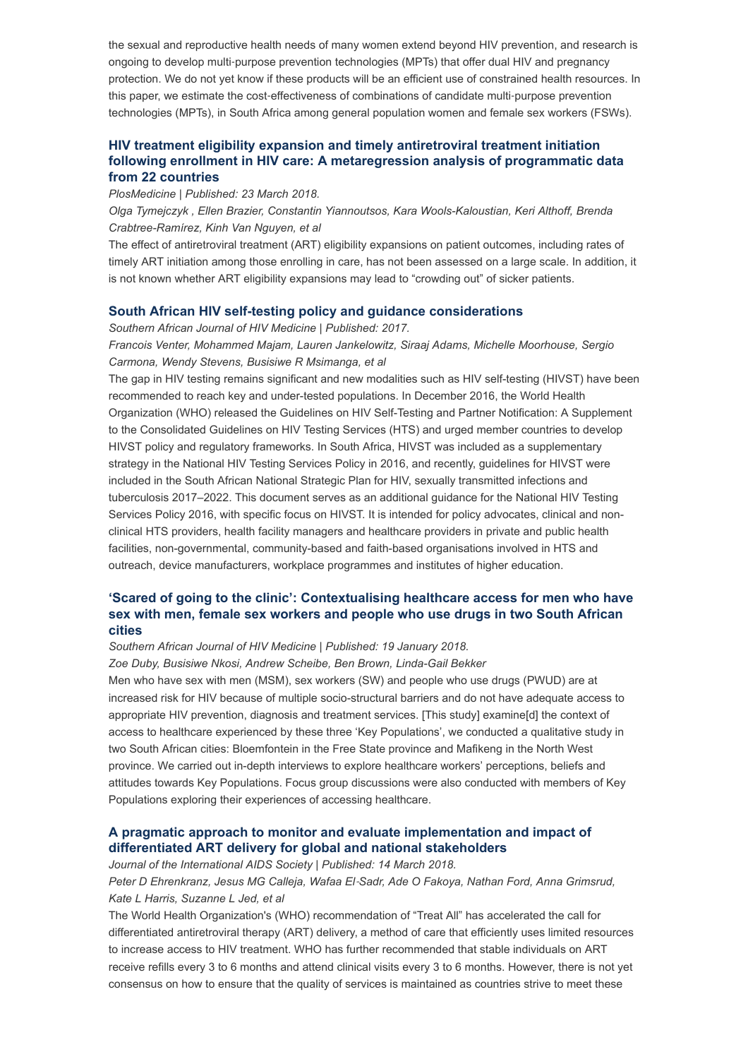the sexual and reproductive health needs of many women extend beyond HIV prevention, and research is ongoing to develop multi-purpose prevention technologies (MPTs) that offer dual HIV and pregnancy protection. We do not yet know if these products will be an efficient use of constrained health resources. In this paper, we estimate the cost-effectiveness of combinations of candidate multi-purpose prevention technologies (MPTs), in South Africa among general population women and female sex workers (FSWs).

### HIV treatment eligibility expansion and timely antiretroviral treatment initiation following enrollment in HIV care: A metaregression analysis of programmatic data from 22 countries

*PlosMedicine | Published: 23 March 2018.*

*Olga Tymejczyk , Ellen Brazier, Constantin Yiannoutsos, Kara Wools-Kaloustian, Keri Althoff, Brenda Crabtree-Ramírez, Kinh Van Nguyen, et al*

The effect of antiretroviral treatment (ART) eligibility expansions on patient outcomes, including rates of timely ART initiation among those enrolling in care, has not been assessed on a large scale. In addition, it is not known whether ART eligibility expansions may lead to "crowding out" of sicker patients.

### South African HIV self-testing policy and guidance considerations

*Southern African Journal of HIV Medicine | Published: 2017.*

*Francois Venter, Mohammed Majam, Lauren Jankelowitz, Siraaj Adams, Michelle Moorhouse, Sergio Carmona, Wendy Stevens, Busisiwe R Msimanga, et al*

The gap in HIV testing remains significant and new modalities such as HIV self-testing (HIVST) have been recommended to reach key and under-tested populations. In December 2016, the World Health Organization (WHO) released the Guidelines on HIV Self-Testing and Partner Notification: A Supplement to the Consolidated Guidelines on HIV Testing Services (HTS) and urged member countries to develop HIVST policy and regulatory frameworks. In South Africa, HIVST was included as a supplementary strategy in the National HIV Testing Services Policy in 2016, and recently, guidelines for HIVST were included in the South African National Strategic Plan for HIV, sexually transmitted infections and tuberculosis 2017–2022. This document serves as an additional guidance for the National HIV Testing Services Policy 2016, with specific focus on HIVST. It is intended for policy advocates, clinical and non-clinical HTS providers, health facility managers and healthcare providers in private and public health facilities, non-governmental, community-based and faith-based organisations involved in HTS and outreach, device manufacturers, workplace programmes and institutes of higher education.

### 'Scared of going to the clinic': Contextualising healthcare access for men who have sex with men, female sex workers and people who use drugs in two South African cities

*Southern African Journal of HIV Medicine | Published: 19 January 2018.*

*Zoe Duby, Busisiwe Nkosi, Andrew Scheibe, Ben Brown, Linda-Gail Bekker*

Men who have sex with men (MSM), sex workers (SW) and people who use drugs (PWUD) are at increased risk for HIV because of multiple socio-structural barriers and do not have adequate access to appropriate HIV prevention, diagnosis and treatment services. [This study] examine[d] the context of access to healthcare experienced by these three 'Key Populations', we conducted a qualitative study in two South African cities: Bloemfontein in the Free State province and Mafikeng in the North West province. We carried out in-depth interviews to explore healthcare workers' perceptions, beliefs and attitudes towards Key Populations. Focus group discussions were also conducted with members of Key Populations exploring their experiences of accessing healthcare.

### A pragmatic approach to monitor and evaluate implementation and impact of differentiated ART delivery for global and national stakeholders

*Journal of the International AIDS Society | Published: 14 March 2018.*

*Peter D Ehrenkranz, Jesus MG Calleja, Wafaa El-Sadr, Ade O Fakoya, Nathan Ford, Anna Grimsrud, Kate L Harris, Suzanne L Jed, et al*

The World Health Organization's (WHO) recommendation of "Treat All" has accelerated the call for differentiated antiretroviral therapy (ART) delivery, a method of care that efficiently uses limited resources to increase access to HIV treatment. WHO has further recommended that stable individuals on ART receive refills every 3 to 6 months and attend clinical visits every 3 to 6 months. However, there is not yet consensus on how to ensure that the quality of services is maintained as countries strive to meet these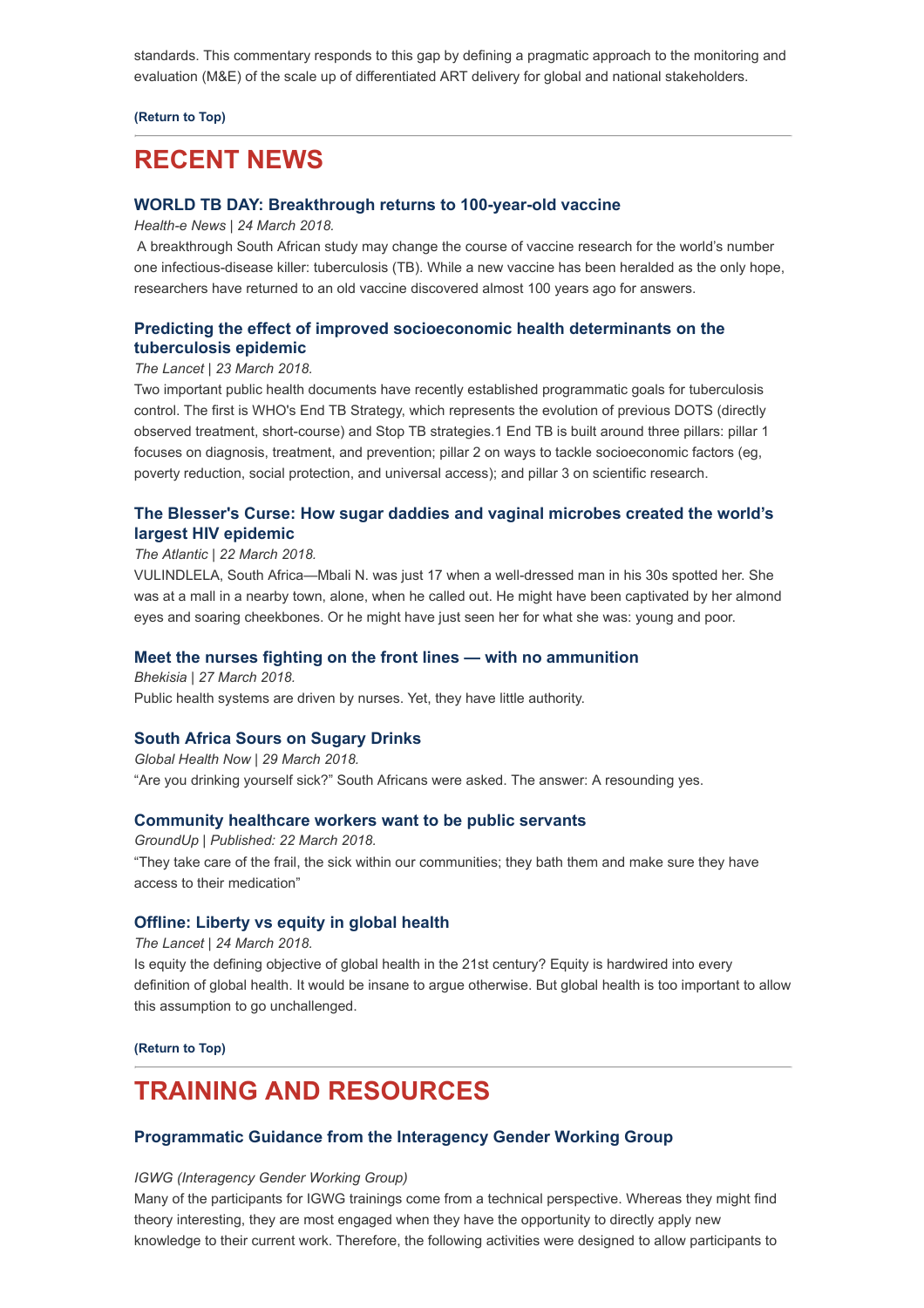standards. This commentary responds to this gap by defining a pragmatic approach to the monitoring and evaluation (M&E) of the scale up of differentiated ART delivery for global and national stakeholders.

**(Return to Top)**

## RECENT NEWS

### WORLD TB DAY: Breakthrough returns to 100-year-old vaccine

*Health-e News | 24 March 2018.*

A breakthrough South African study may change the course of vaccine research for the world's number one infectious-disease killer: tuberculosis (TB). While a new vaccine has been heralded as the only hope, researchers have returned to an old vaccine discovered almost 100 years ago for answers.

### Predicting the effect of improved socioeconomic health determinants on the tuberculosis epidemic

*The Lancet | 23 March 2018.*

Two important public health documents have recently established programmatic goals for tuberculosis control. The first is WHO's End TB Strategy, which represents the evolution of previous DOTS (directly observed treatment, short-course) and Stop TB strategies.1 End TB is built around three pillars: pillar 1 focuses on diagnosis, treatment, and prevention; pillar 2 on ways to tackle socioeconomic factors (eg, poverty reduction, social protection, and universal access); and pillar 3 on scientific research.

### The Blesser's Curse: How sugar daddies and vaginal microbes created the world's largest HIV epidemic

*The Atlantic | 22 March 2018.*

VULINDLELA, South Africa—Mbali N. was just 17 when a well-dressed man in his 30s spotted her. She was at a mall in a nearby town, alone, when he called out. He might have been captivated by her almond eyes and soaring cheekbones. Or he might have just seen her for what she was: young and poor.

### Meet the nurses fighting on the front lines — with no ammunition

*Bhekisia | 27 March 2018.*

Public health systems are driven by nurses. Yet, they have little authority.

### South Africa Sours on Sugary Drinks

*Global Health Now | 29 March 2018.*

"Are you drinking yourself sick?" South Africans were asked. The answer: A resounding yes.

### Community healthcare workers want to be public servants

*GroundUp | Published: 22 March 2018.*

"They take care of the frail, the sick within our communities; they bath them and make sure they have access to their medication"

### Offline: Liberty vs equity in global health

*The Lancet | 24 March 2018.*

Is equity the defining objective of global health in the 21st century? Equity is hardwired into every definition of global health. It would be insane to argue otherwise. But global health is too important to allow this assumption to go unchallenged.

**(Return to Top)**

## TRAINING AND RESOURCES

### Programmatic Guidance from the Interagency Gender Working Group

*IGWG (Interagency Gender Working Group)*

Many of the participants for IGWG trainings come from a technical perspective. Whereas they might find theory interesting, they are most engaged when they have the opportunity to directly apply new knowledge to their current work. Therefore, the following activities were designed to allow participants to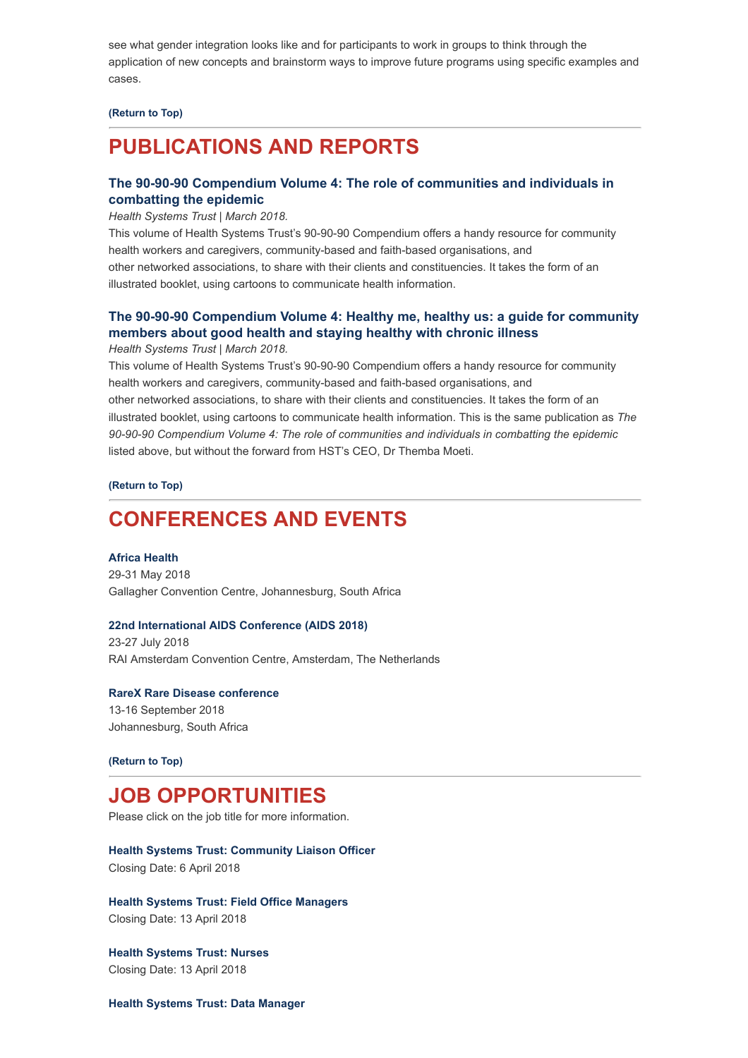see what gender integration looks like and for participants to work in groups to think through the application of new concepts and brainstorm ways to improve future programs using specific examples and cases.

**(Return to Top)**

## PUBLICATIONS AND REPORTS

### The 90-90-90 Compendium Volume 4: The role of communities and individuals in combatting the epidemic

*Health Systems Trust | March 2018.*

This volume of Health Systems Trust's 90-90-90 Compendium offers a handy resource for community health workers and caregivers, community-based and faith-based organisations, and other networked associations, to share with their clients and constituencies. It takes the form of an illustrated booklet, using cartoons to communicate health information.

### The 90-90-90 Compendium Volume 4: Healthy me, healthy us: a guide for community members about good health and staying healthy with chronic illness

*Health Systems Trust | March 2018.*

This volume of Health Systems Trust's 90-90-90 Compendium offers a handy resource for community health workers and caregivers, community-based and faith-based organisations, and other networked associations, to share with their clients and constituencies. It takes the form of an illustrated booklet, using cartoons to communicate health information. This is the same publication as *The 90-90-90 Compendium Volume 4: The role of communities and individuals in combatting the epidemic* listed above, but without the forward from HST's CEO, Dr Themba Moeti.

**(Return to Top)**

## CONFERENCES AND EVENTS

**Africa Health**
29-31 May 2018
Gallagher Convention Centre, Johannesburg, South Africa

**22nd International AIDS Conference (AIDS 2018)**
23-27 July 2018
RAI Amsterdam Convention Centre, Amsterdam, The Netherlands

**RareX Rare Disease conference**
13-16 September 2018
Johannesburg, South Africa

**(Return to Top)**

## JOB OPPORTUNITIES

Please click on the job title for more information.

**Health Systems Trust: Community Liaison Officer**
Closing Date: 6 April 2018

**Health Systems Trust: Field Office Managers**
Closing Date: 13 April 2018

**Health Systems Trust: Nurses**
Closing Date: 13 April 2018

**Health Systems Trust: Data Manager**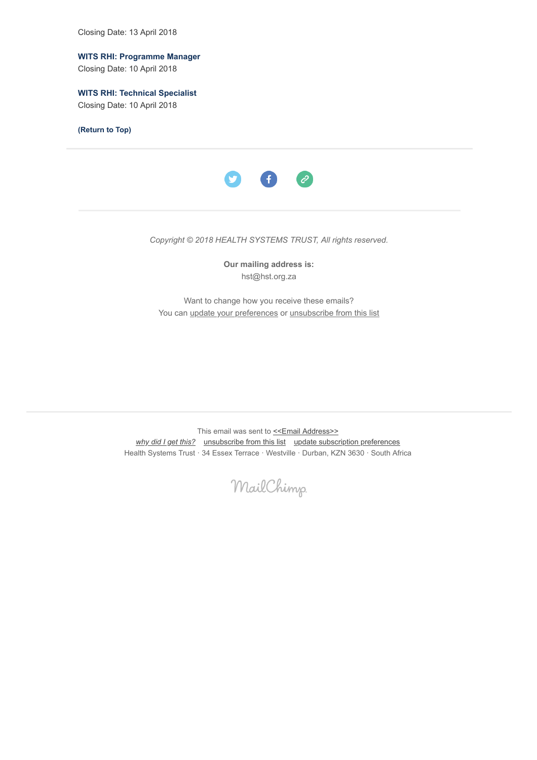Closing Date: 13 April 2018

**WITS RHI: Programme Manager**
Closing Date: 10 April 2018

**WITS RHI: Technical Specialist**
Closing Date: 10 April 2018

**(Return to Top)**

---

*Copyright © 2018 HEALTH SYSTEMS TRUST, All rights reserved.*

**Our mailing address is:**
hst@hst.org.za

Want to change how you receive these emails?
You can update your preferences or unsubscribe from this list

---

This email was sent to <<Email Address>>
*why did I get this?* unsubscribe from this list update subscription preferences
Health Systems Trust · 34 Essex Terrace · Westville · Durban, KZN 3630 · South Africa

MailChimp